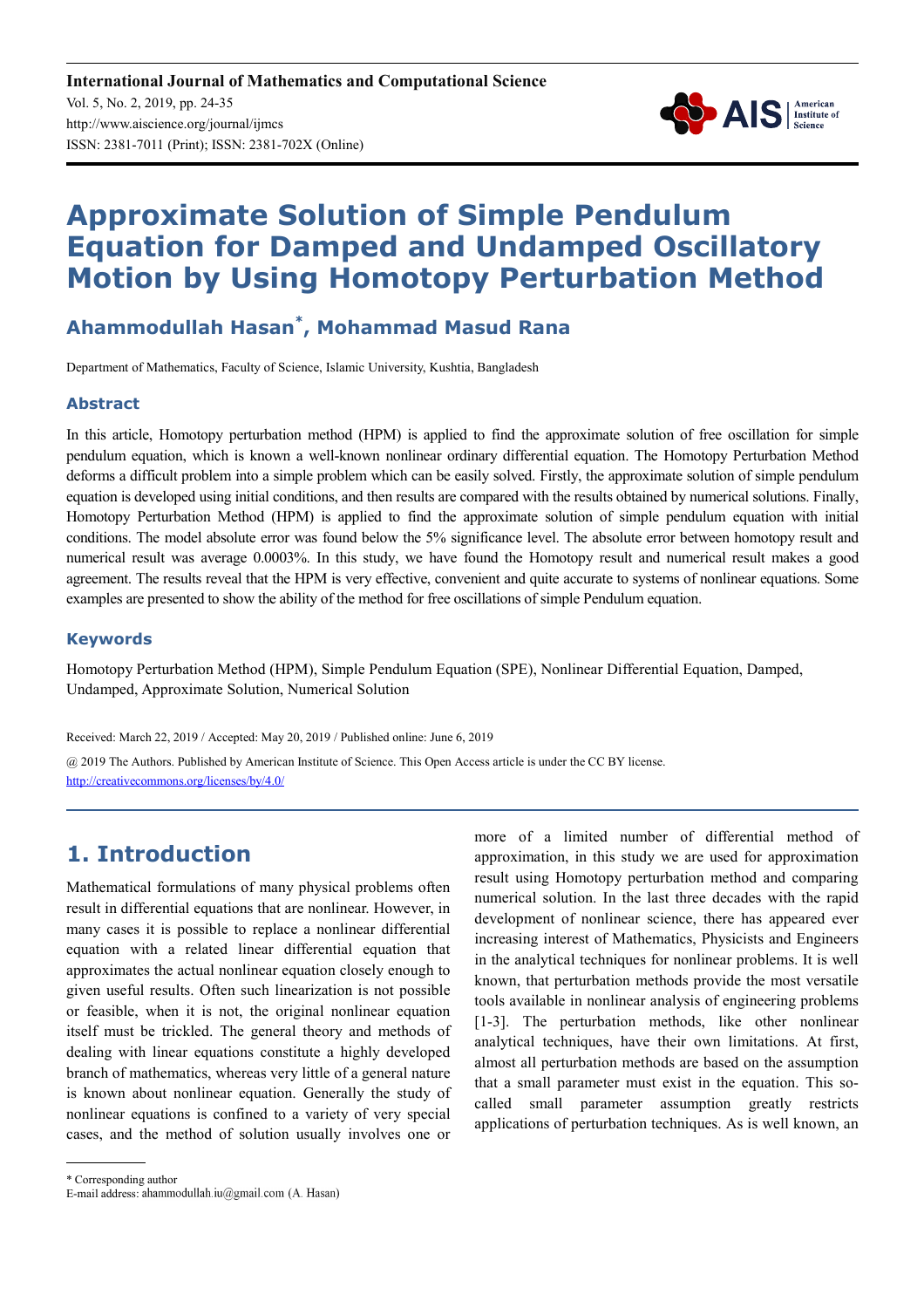# Approximate Solution of Simple Pendulum Equation for Damped and Undamped Oscillatory Motion by Using Homotopy Perturbation Method

**Ahammodullah Hasan*, Mohammad Masud Rana**

Department of Mathematics, Faculty of Science, Islamic University, Kushtia, Bangladesh

## Abstract

In this article, Homotopy perturbation method (HPM) is applied to find the approximate solution of free oscillation for simple pendulum equation, which is known a well-known nonlinear ordinary differential equation. The Homotopy Perturbation Method deforms a difficult problem into a simple problem which can be easily solved. Firstly, the approximate solution of simple pendulum equation is developed using initial conditions, and then results are compared with the results obtained by numerical solutions. Finally, Homotopy Perturbation Method (HPM) is applied to find the approximate solution of simple pendulum equation with initial conditions. The model absolute error was found below the 5% significance level. The absolute error between homotopy result and numerical result was average 0.0003%. In this study, we have found the Homotopy result and numerical result makes a good agreement. The results reveal that the HPM is very effective, convenient and quite accurate to systems of nonlinear equations. Some examples are presented to show the ability of the method for free oscillations of simple Pendulum equation.

## Keywords

Homotopy Perturbation Method (HPM), Simple Pendulum Equation (SPE), Nonlinear Differential Equation, Damped, Undamped, Approximate Solution, Numerical Solution

Received: March 22, 2019 / Accepted: May 20, 2019 / Published online: June 6, 2019

@ 2019 The Authors. Published by American Institute of Science. This Open Access article is under the CC BY license.
http://creativecommons.org/licenses/by/4.0/

## 1. Introduction

Mathematical formulations of many physical problems often result in differential equations that are nonlinear. However, in many cases it is possible to replace a nonlinear differential equation with a related linear differential equation that approximates the actual nonlinear equation closely enough to given useful results. Often such linearization is not possible or feasible, when it is not, the original nonlinear equation itself must be trickled. The general theory and methods of dealing with linear equations constitute a highly developed branch of mathematics, whereas very little of a general nature is known about nonlinear equation. Generally the study of nonlinear equations is confined to a variety of very special cases, and the method of solution usually involves one or more of a limited number of differential method of approximation, in this study we are used for approximation result using Homotopy perturbation method and comparing numerical solution. In the last three decades with the rapid development of nonlinear science, there has appeared ever increasing interest of Mathematics, Physicists and Engineers in the analytical techniques for nonlinear problems. It is well known, that perturbation methods provide the most versatile tools available in nonlinear analysis of engineering problems [1-3]. The perturbation methods, like other nonlinear analytical techniques, have their own limitations. At first, almost all perturbation methods are based on the assumption that a small parameter must exist in the equation. This so-called small parameter assumption greatly restricts applications of perturbation techniques. As is well known, an

* Corresponding author
E-mail address: ahammodullah.iu@gmail.com (A. Hasan)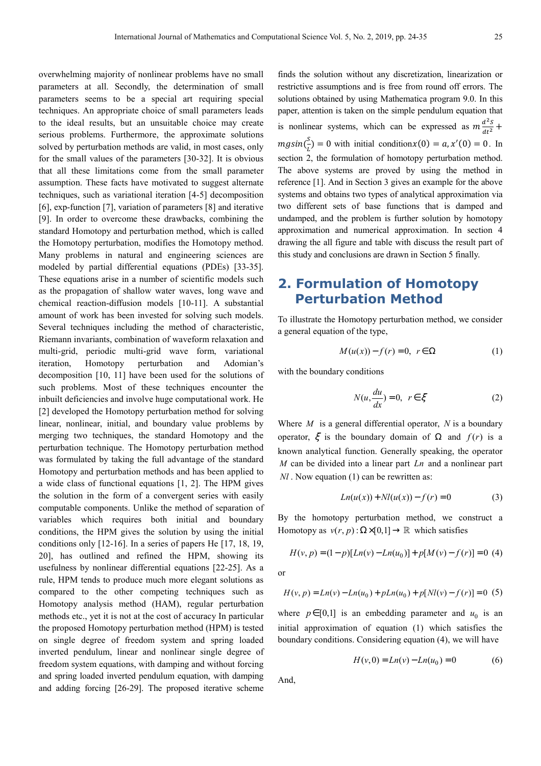overwhelming majority of nonlinear problems have no small parameters at all. Secondly, the determination of small parameters seems to be a special art requiring special techniques. An appropriate choice of small parameters leads to the ideal results, but an unsuitable choice may create serious problems. Furthermore, the approximate solutions solved by perturbation methods are valid, in most cases, only for the small values of the parameters [30-32]. It is obvious that all these limitations come from the small parameter assumption. These facts have motivated to suggest alternate techniques, such as variational iteration [4-5] decomposition [6], exp-function [7], variation of parameters [8] and iterative [9]. In order to overcome these drawbacks, combining the standard Homotopy and perturbation method, which is called the Homotopy perturbation, modifies the Homotopy method. Many problems in natural and engineering sciences are modeled by partial differential equations (PDEs) [33-35]. These equations arise in a number of scientific models such as the propagation of shallow water waves, long wave and chemical reaction-diffusion models [10-11]. A substantial amount of work has been invested for solving such models. Several techniques including the method of characteristic, Riemann invariants, combination of waveform relaxation and multi-grid, periodic multi-grid wave form, variational iteration, Homotopy perturbation and Adomian's decomposition [10, 11] have been used for the solutions of such problems. Most of these techniques encounter the inbuilt deficiencies and involve huge computational work. He [2] developed the Homotopy perturbation method for solving linear, nonlinear, initial, and boundary value problems by merging two techniques, the standard Homotopy and the perturbation technique. The Homotopy perturbation method was formulated by taking the full advantage of the standard Homotopy and perturbation methods and has been applied to a wide class of functional equations [1, 2]. The HPM gives the solution in the form of a convergent series with easily computable components. Unlike the method of separation of variables which requires both initial and boundary conditions, the HPM gives the solution by using the initial conditions only [12-16]. In a series of papers He [17, 18, 19, 20], has outlined and refined the HPM, showing its usefulness by nonlinear differential equations [22-25]. As a rule, HPM tends to produce much more elegant solutions as compared to the other competing techniques such as Homotopy analysis method (HAM), regular perturbation methods etc., yet it is not at the cost of accuracy In particular the proposed Homotopy perturbation method (HPM) is tested on single degree of freedom system and spring loaded inverted pendulum, linear and nonlinear single degree of freedom system equations, with damping and without forcing and spring loaded inverted pendulum equation, with damping and adding forcing [26-29]. The proposed iterative scheme finds the solution without any discretization, linearization or restrictive assumptions and is free from round off errors. The solutions obtained by using Mathematica program 9.0. In this paper, attention is taken on the simple pendulum equation that is nonlinear systems, which can be expressed as $m\frac{d^2s}{dt^2} + mgsin(\frac{S}{L}) = 0$ with initial condition $x(0) = a, x'(0) = 0$. In section 2, the formulation of homotopy perturbation method. The above systems are proved by using the method in reference [1]. And in Section 3 gives an example for the above systems and obtains two types of analytical approximation via two different sets of base functions that is damped and undamped, and the problem is further solution by homotopy approximation and numerical approximation. In section 4 drawing the all figure and table with discuss the result part of this study and conclusions are drawn in Section 5 finally.

## 2. Formulation of Homotopy Perturbation Method

To illustrate the Homotopy perturbation method, we consider a general equation of the type,

$$M(u(x)) - f(r) = 0, \quad r \in \Omega \tag{1}$$

with the boundary conditions

$$N(u, \frac{du}{dx}) = 0, \quad r \in \xi \tag{2}$$

Where $M$ is a general differential operator, $N$ is a boundary operator, $\xi$ is the boundary domain of $\Omega$ and $f(r)$ is a known analytical function. Generally speaking, the operator $M$ can be divided into a linear part $Ln$ and a nonlinear part $Nl$. Now equation (1) can be rewritten as:

$$Ln(u(x)) + Nl(u(x)) - f(r) = 0 \tag{3}$$

By the homotopy perturbation method, we construct a Homotopy as $v(r, p): \Omega \times [0,1] \to \mathbb{R}$ which satisfies

$$H(v, p) = (1-p)[Ln(v) - Ln(u_0)] + p[M(v) - f(r)] = 0 \tag{4}$$

or

$$H(v, p) = Ln(v) - Ln(u_0) + pLn(u_0) + p[Nl(v) - f(r)] = 0 \tag{5}$$

where $p \in [0,1]$ is an embedding parameter and $u_0$ is an initial approximation of equation (1) which satisfies the boundary conditions. Considering equation (4), we will have

$$H(v, 0) = Ln(v) - Ln(u_0) = 0 \tag{6}$$

And,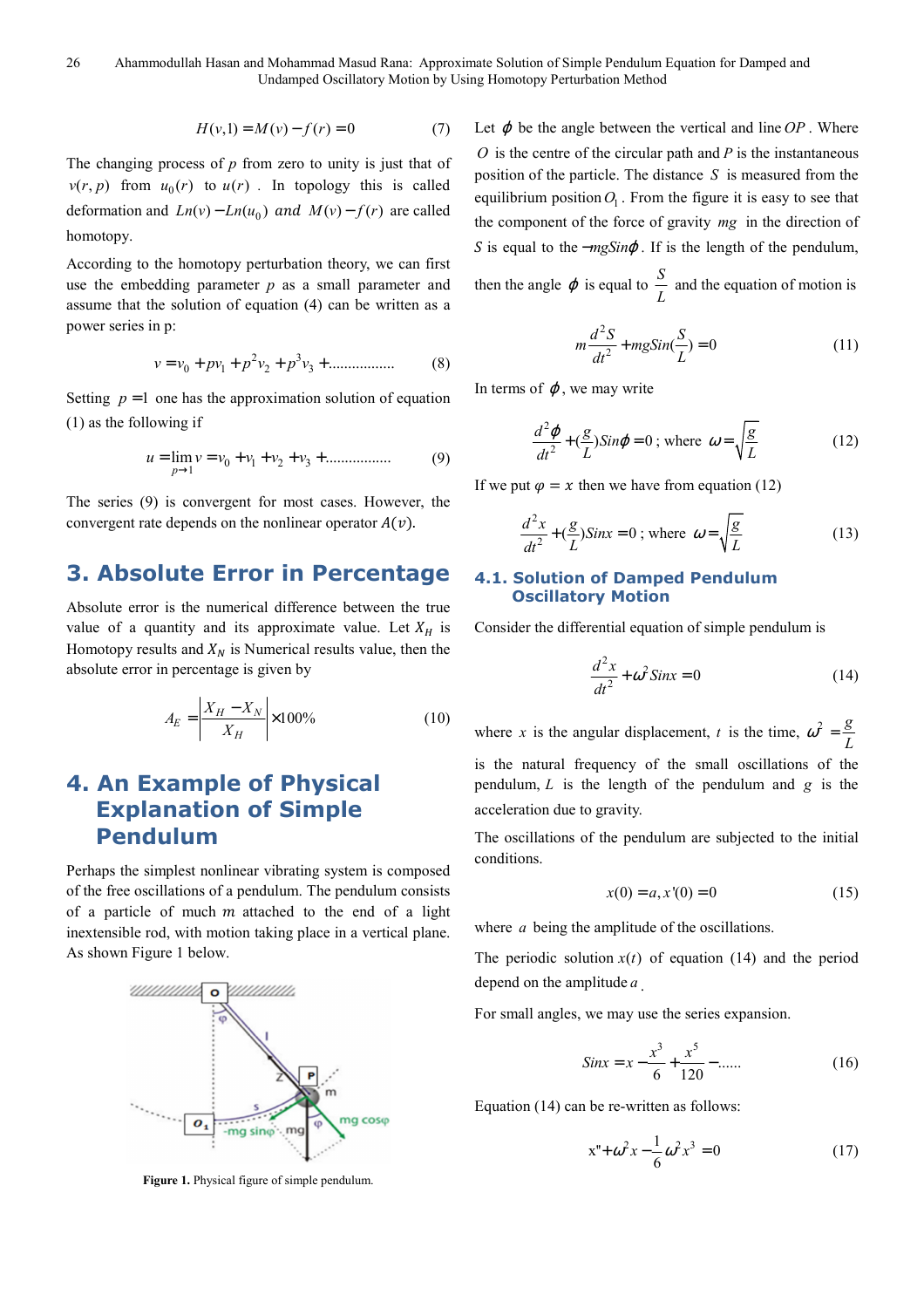$$H(v,1) = M(v) - f(r) = 0 \tag{7}$$

The changing process of $p$ from zero to unity is just that of $v(r,p)$ from $u_0(r)$ to $u(r)$. In topology this is called deformation and $Ln(v) - Ln(u_0)$ and $M(v) - f(r)$ are called homotopy.

According to the homotopy perturbation theory, we can first use the embedding parameter $p$ as a small parameter and assume that the solution of equation (4) can be written as a power series in p:

$$v = v_0 + pv_1 + p^2 v_2 + p^3 v_3 + \ldots\ldots\ldots\ldots\ldots\ldots \tag{8}$$

Setting $p = 1$ one has the approximation solution of equation (1) as the following if

$$u = \lim_{p \to 1} v = v_0 + v_1 + v_2 + v_3 + \ldots\ldots\ldots\ldots\ldots\ldots \tag{9}$$

The series (9) is convergent for most cases. However, the convergent rate depends on the nonlinear operator $A(v)$.

# 3. Absolute Error in Percentage

Absolute error is the numerical difference between the true value of a quantity and its approximate value. Let $X_H$ is Homotopy results and $X_N$ is Numerical results value, then the absolute error in percentage is given by

$$A_E = \left| \frac{X_H - X_N}{X_H} \right| \times 100\% \tag{10}$$

# 4. An Example of Physical Explanation of Simple Pendulum

Perhaps the simplest nonlinear vibrating system is composed of the free oscillations of a pendulum. The pendulum consists of a particle of much $m$ attached to the end of a light inextensible rod, with motion taking place in a vertical plane. As shown Figure 1 below.

**Figure 1.** Physical figure of simple pendulum.

Let $\varphi$ be the angle between the vertical and line $OP$. Where $O$ is the centre of the circular path and $P$ is the instantaneous position of the particle. The distance $S$ is measured from the equilibrium position $O_1$. From the figure it is easy to see that the component of the force of gravity $mg$ in the direction of $S$ is equal to the $-mgSin\varphi$. If is the length of the pendulum, then the angle $\varphi$ is equal to $\frac{S}{L}$ and the equation of motion is

$$m\frac{d^2S}{dt^2} + mgSin\left(\frac{S}{L}\right) = 0 \tag{11}$$

In terms of $\varphi$, we may write

$$\frac{d^2\varphi}{dt^2} + \left(\frac{g}{L}\right)Sin\varphi = 0 \text{; where } \omega = \sqrt{\frac{g}{L}} \tag{12}$$

If we put $\varphi = x$ then we have from equation (12)

$$\frac{d^2x}{dt^2} + \left(\frac{g}{L}\right)Sinx = 0 \text{; where } \omega = \sqrt{\frac{g}{L}} \tag{13}$$

## 4.1. Solution of Damped Pendulum Oscillatory Motion

Consider the differential equation of simple pendulum is

$$\frac{d^2x}{dt^2} + \omega^2 Sinx = 0 \tag{14}$$

where $x$ is the angular displacement, $t$ is the time, $\omega^2 = \frac{g}{L}$ is the natural frequency of the small oscillations of the pendulum, $L$ is the length of the pendulum and $g$ is the acceleration due to gravity.

The oscillations of the pendulum are subjected to the initial conditions.

$$x(0) = a, x'(0) = 0 \tag{15}$$

where $a$ being the amplitude of the oscillations.

The periodic solution $x(t)$ of equation (14) and the period depend on the amplitude $a$.

For small angles, we may use the series expansion.

$$Sinx = x - \frac{x^3}{6} + \frac{x^5}{120} - \ldots\ldots \tag{16}$$

Equation (14) can be re-written as follows:

$$x'' + \omega^2 x - \frac{1}{6}\omega^2 x^3 = 0 \tag{17}$$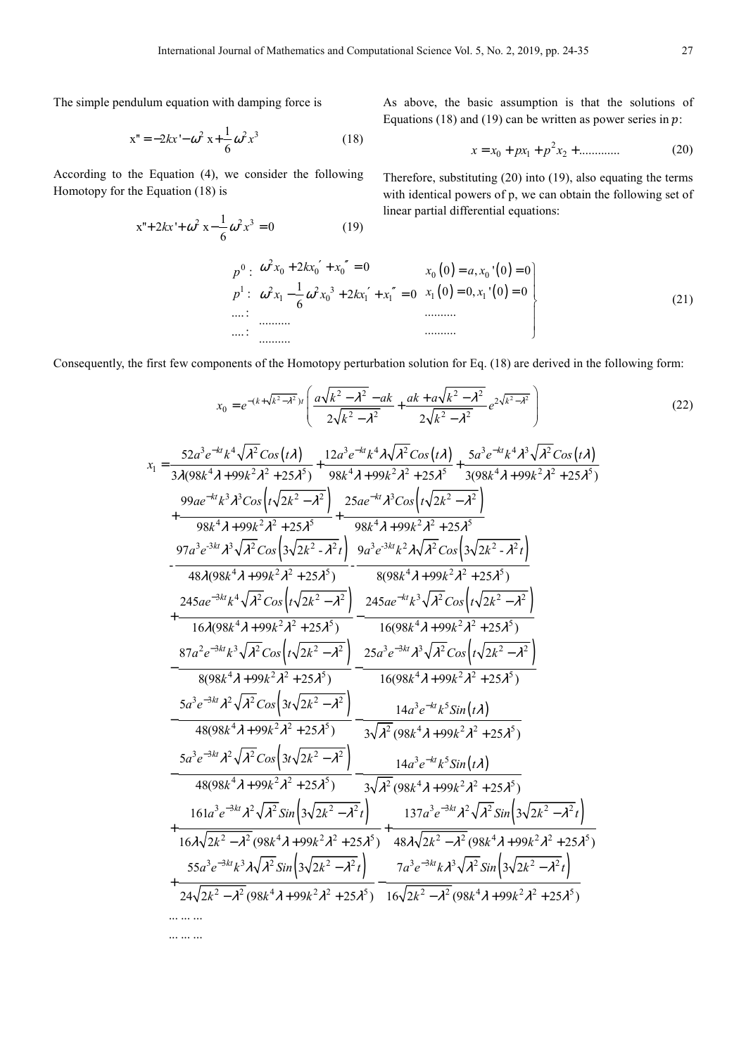The simple pendulum equation with damping force is

$$x'' = -2kx' - \omega^2 x + \frac{1}{6}\omega^2 x^3 \tag{18}$$

According to the Equation (4), we consider the following Homotopy for the Equation (18) is

$$x'' + 2kx' + \omega^2 x - \frac{1}{6}\omega^2 x^3 = 0 \tag{19}$$

As above, the basic assumption is that the solutions of Equations (18) and (19) can be written as power series in $p$:

$$x = x_0 + px_1 + p^2 x_2 + \ldots\ldots\ldots\ldots \tag{20}$$

Therefore, substituting (20) into (19), also equating the terms with identical powers of p, we can obtain the following set of linear partial differential equations:

$$\left.\begin{array}{lll}
p^0: & \omega^2 x_0 + 2kx_0' + x_0'' = 0 & x_0(0) = a, x_0'(0) = 0 \\
p^1: & \omega^2 x_1 - \frac{1}{6}\omega^2 x_0^3 + 2kx_1' + x_1'' = 0 & x_1(0) = 0, x_1'(0) = 0 \\
\ldots.: & \ldots\ldots\ldots. & \ldots\ldots\ldots. \\
\ldots.: & \ldots\ldots\ldots. & \ldots\ldots\ldots.
\end{array}\right\} \tag{21}$$

Consequently, the first few components of the Homotopy perturbation solution for Eq. (18) are derived in the following form:

$$x_0 = e^{-(k+\sqrt{k^2-\lambda^2})t}\left(\frac{a\sqrt{k^2-\lambda^2}-ak}{2\sqrt{k^2-\lambda^2}} + \frac{ak+a\sqrt{k^2-\lambda^2}}{2\sqrt{k^2-\lambda^2}}e^{2\sqrt{k^2-\lambda^2}}\right) \tag{22}$$

$$\begin{aligned}
x_1 = {} & \frac{52a^3 e^{-kt}k^4\sqrt{\lambda^2}Cos(t\lambda)}{3\lambda(98k^4\lambda+99k^2\lambda^2+25\lambda^5)} + \frac{12a^3 e^{-kt}k^4\lambda\sqrt{\lambda^2}Cos(t\lambda)}{98k^4\lambda+99k^2\lambda^2+25\lambda^5} + \frac{5a^3 e^{-kt}k^4\lambda^3\sqrt{\lambda^2}Cos(t\lambda)}{3(98k^4\lambda+99k^2\lambda^2+25\lambda^5)} \\
& + \frac{99ae^{-kt}k^3\lambda^3 Cos\left(t\sqrt{2k^2-\lambda^2}\right)}{98k^4\lambda+99k^2\lambda^2+25\lambda^5} + \frac{25ae^{-kt}\lambda^3 Cos\left(t\sqrt{2k^2-\lambda^2}\right)}{98k^4\lambda+99k^2\lambda^2+25\lambda^5} \\
& - \frac{97a^3 e^{-3kt}\lambda^3\sqrt{\lambda^2}Cos\left(3\sqrt{2k^2-\lambda^2}t\right)}{48\lambda(98k^4\lambda+99k^2\lambda^2+25\lambda^5)} - \frac{9a^3 e^{-3kt}k^2\lambda\sqrt{\lambda^2}Cos\left(3\sqrt{2k^2-\lambda^2}t\right)}{8(98k^4\lambda+99k^2\lambda^2+25\lambda^5)} \\
& + \frac{245ae^{-3kt}k^4\sqrt{\lambda^2}Cos\left(t\sqrt{2k^2-\lambda^2}\right)}{16\lambda(98k^4\lambda+99k^2\lambda^2+25\lambda^5)} - \frac{245ae^{-kt}k^3\sqrt{\lambda^2}Cos\left(t\sqrt{2k^2-\lambda^2}\right)}{16(98k^4\lambda+99k^2\lambda^2+25\lambda^5)} \\
& - \frac{87a^2 e^{-3kt}k^3\sqrt{\lambda^2}Cos\left(t\sqrt{2k^2-\lambda^2}\right)}{8(98k^4\lambda+99k^2\lambda^2+25\lambda^5)} - \frac{25a^3 e^{-3kt}\lambda^3\sqrt{\lambda^2}Cos\left(t\sqrt{2k^2-\lambda^2}\right)}{16(98k^4\lambda+99k^2\lambda^2+25\lambda^5)} \\
& - \frac{5a^3 e^{-3kt}\lambda^2\sqrt{\lambda^2}Cos\left(3t\sqrt{2k^2-\lambda^2}\right)}{48(98k^4\lambda+99k^2\lambda^2+25\lambda^5)} - \frac{14a^3 e^{-kt}k^5 Sin(t\lambda)}{3\sqrt{\lambda^2}(98k^4\lambda+99k^2\lambda^2+25\lambda^5)} \\
& - \frac{5a^3 e^{-3kt}\lambda^2\sqrt{\lambda^2}Cos\left(3t\sqrt{2k^2-\lambda^2}\right)}{48(98k^4\lambda+99k^2\lambda^2+25\lambda^5)} - \frac{14a^3 e^{-kt}k^5 Sin(t\lambda)}{3\sqrt{\lambda^2}(98k^4\lambda+99k^2\lambda^2+25\lambda^5)} \\
& + \frac{161a^3 e^{-3kt}\lambda^2\sqrt{\lambda^2}Sin\left(3\sqrt{2k^2-\lambda^2}t\right)}{16\lambda\sqrt{2k^2-\lambda^2}(98k^4\lambda+99k^2\lambda^2+25\lambda^5)} + \frac{137a^3 e^{-3kt}\lambda^2\sqrt{\lambda^2}Sin\left(3\sqrt{2k^2-\lambda^2}t\right)}{48\lambda\sqrt{2k^2-\lambda^2}(98k^4\lambda+99k^2\lambda^2+25\lambda^5)} \\
& + \frac{55a^3 e^{-3kt}k^3\lambda\sqrt{\lambda^2}Sin\left(3\sqrt{2k^2-\lambda^2}t\right)}{24\sqrt{2k^2-\lambda^2}(98k^4\lambda+99k^2\lambda^2+25\lambda^5)} - \frac{7a^3 e^{-3kt}k\lambda^3\sqrt{\lambda^2}Sin\left(3\sqrt{2k^2-\lambda^2}t\right)}{16\sqrt{2k^2-\lambda^2}(98k^4\lambda+99k^2\lambda^2+25\lambda^5)} \\
& \ldots\ldots\ldots \\
& \ldots\ldots\ldots
\end{aligned}$$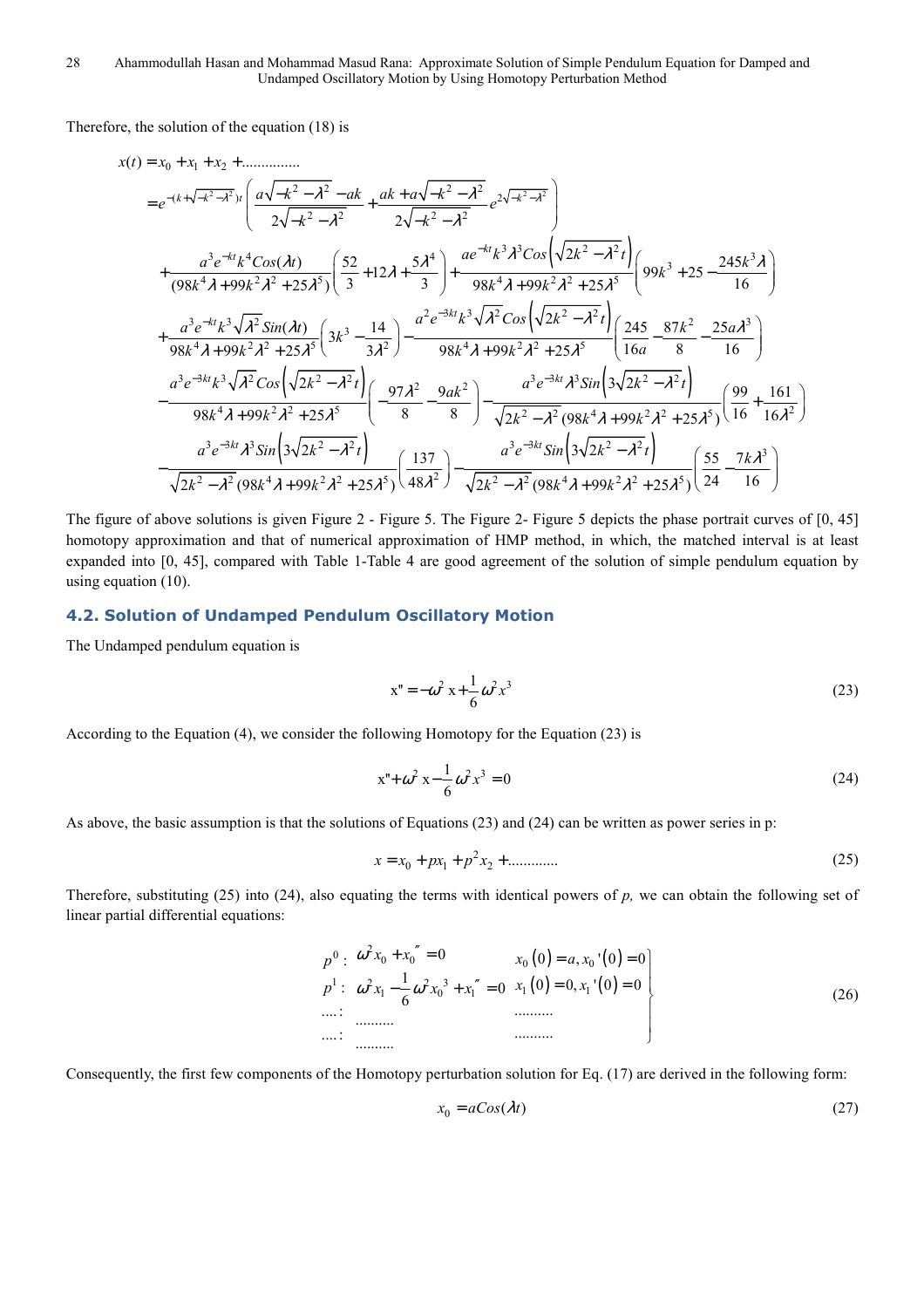Therefore, the solution of the equation (18) is

$$
\begin{aligned}
x(t) &= x_0 + x_1 + x_2 + \ldots\ldots\ldots\ldots\ldots \\
&= e^{-(k+\sqrt{-k^2-\lambda^2})t}\left(\frac{a\sqrt{-k^2-\lambda^2}-ak}{2\sqrt{-k^2-\lambda^2}} + \frac{ak+a\sqrt{-k^2-\lambda^2}}{2\sqrt{-k^2-\lambda^2}}e^{2\sqrt{-k^2-\lambda^2}}\right) \\
&+ \frac{a^3e^{-kt}k^4Cos(\lambda t)}{(98k^4\lambda+99k^2\lambda^2+25\lambda^5)}\left(\frac{52}{3}+12\lambda+\frac{5\lambda^4}{3}\right) + \frac{ae^{-kt}k^3\lambda^3Cos\left(\sqrt{2k^2-\lambda^2}t\right)}{98k^4\lambda+99k^2\lambda^2+25\lambda^5}\left(99k^3+25-\frac{245k^3\lambda}{16}\right) \\
&+ \frac{a^3e^{-kt}k^3\sqrt{\lambda^2}Sin(\lambda t)}{98k^4\lambda+99k^2\lambda^2+25\lambda^5}\left(3k^3-\frac{14}{3\lambda^2}\right) - \frac{a^2e^{-3kt}k^3\sqrt{\lambda^2}Cos\left(\sqrt{2k^2-\lambda^2}t\right)}{98k^4\lambda+99k^2\lambda^2+25\lambda^5}\left(\frac{245}{16a}-\frac{87k^2}{8}-\frac{25a\lambda^3}{16}\right) \\
&- \frac{a^3e^{-3kt}k^3\sqrt{\lambda^2}Cos\left(\sqrt{2k^2-\lambda^2}t\right)}{98k^4\lambda+99k^2\lambda^2+25\lambda^5}\left(-\frac{97\lambda^2}{8}-\frac{9ak^2}{8}\right) - \frac{a^3e^{-3kt}\lambda^3Sin\left(3\sqrt{2k^2-\lambda^2}t\right)}{\sqrt{2k^2-\lambda^2}(98k^4\lambda+99k^2\lambda^2+25\lambda^5)}\left(\frac{99}{16}+\frac{161}{16\lambda^2}\right) \\
&- \frac{a^3e^{-3kt}\lambda^3Sin\left(3\sqrt{2k^2-\lambda^2}t\right)}{\sqrt{2k^2-\lambda^2}(98k^4\lambda+99k^2\lambda^2+25\lambda^5)}\left(\frac{137}{48\lambda^2}\right) - \frac{a^3e^{-3kt}Sin\left(3\sqrt{2k^2-\lambda^2}t\right)}{\sqrt{2k^2-\lambda^2}(98k^4\lambda+99k^2\lambda^2+25\lambda^5)}\left(\frac{55}{24}-\frac{7k\lambda^3}{16}\right)
\end{aligned}
$$

The figure of above solutions is given Figure 2 - Figure 5. The Figure 2- Figure 5 depicts the phase portrait curves of [0, 45] homotopy approximation and that of numerical approximation of HMP method, in which, the matched interval is at least expanded into [0, 45], compared with Table 1-Table 4 are good agreement of the solution of simple pendulum equation by using equation (10).

### 4.2. Solution of Undamped Pendulum Oscillatory Motion

The Undamped pendulum equation is

$$
x'' = -\omega^2 x + \frac{1}{6}\omega^2 x^3 \tag{23}
$$

According to the Equation (4), we consider the following Homotopy for the Equation (23) is

$$
x'' + \omega^2 x - \frac{1}{6}\omega^2 x^3 = 0 \tag{24}
$$

As above, the basic assumption is that the solutions of Equations (23) and (24) can be written as power series in p:

$$
x = x_0 + px_1 + p^2x_2 + \ldots\ldots\ldots\ldots \tag{25}
$$

Therefore, substituting (25) into (24), also equating the terms with identical powers of $p$, we can obtain the following set of linear partial differential equations:

$$
\left.
\begin{array}{lll}
p^0: & \omega^2 x_0 + x_0'' = 0 & x_0(0) = a, x_0'(0) = 0 \\
p^1: & \omega^2 x_1 - \frac{1}{6}\omega^2 x_0^3 + x_1'' = 0 & x_1(0) = 0, x_1'(0) = 0 \\
\ldots: & \ldots\ldots\ldots & \ldots\ldots\ldots \\
\ldots: & \ldots\ldots\ldots & \ldots\ldots\ldots
\end{array}
\right\} \tag{26}
$$

Consequently, the first few components of the Homotopy perturbation solution for Eq. (17) are derived in the following form:

$$
x_0 = aCos(\lambda t) \tag{27}
$$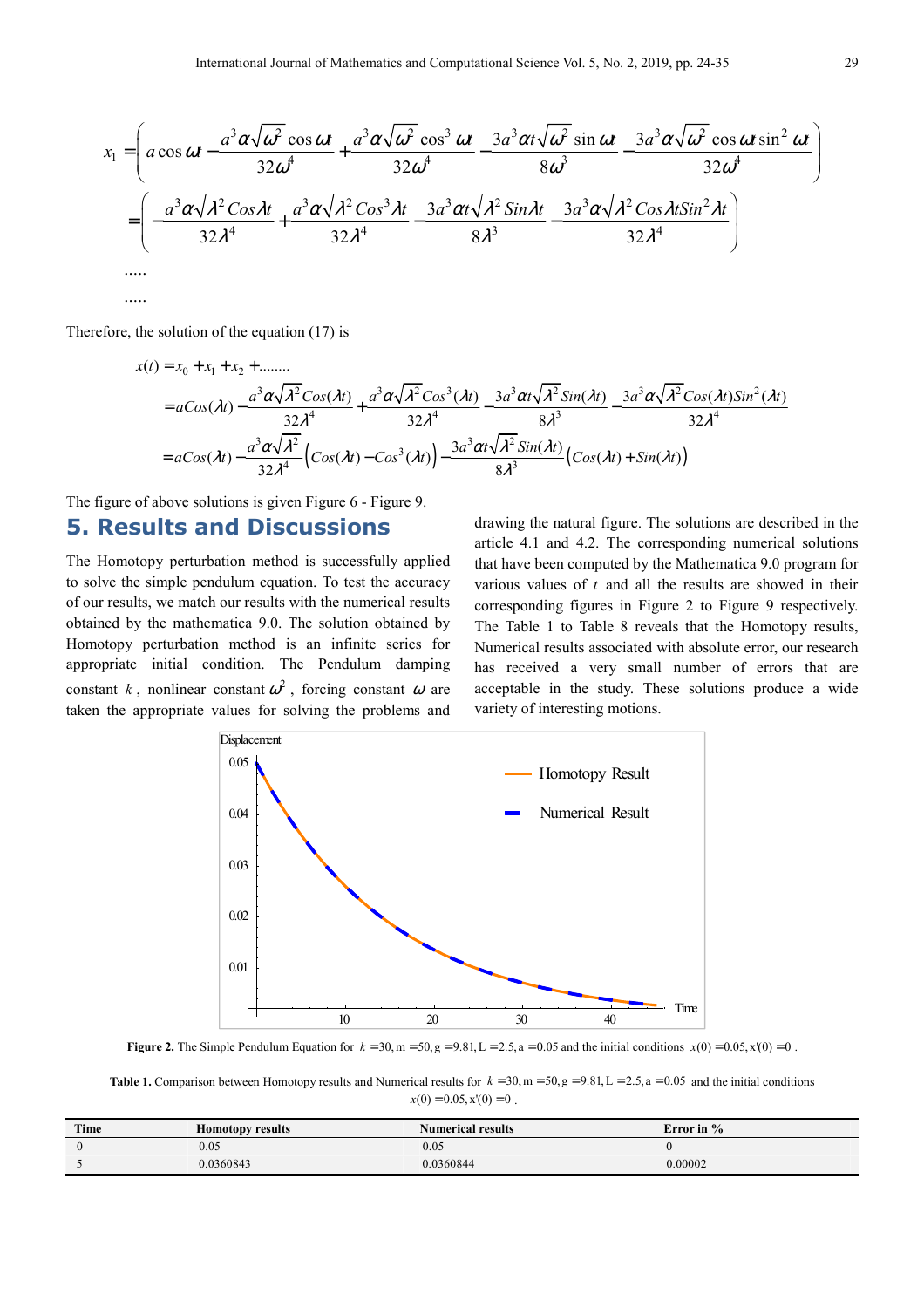$$x_1 = \left( a\cos\omega t - \frac{a^3\alpha\sqrt{\omega^2}\cos\omega t}{32\omega^4} + \frac{a^3\alpha\sqrt{\omega^2}\cos^3\omega t}{32\omega^4} - \frac{3a^3\alpha t\sqrt{\omega^2}\sin\omega t}{8\omega^3} - \frac{3a^3\alpha\sqrt{\omega^2}\cos\omega t\sin^2\omega t}{32\omega^4} \right)$$

$$= \left( -\frac{a^3\alpha\sqrt{\lambda^2}Cos\lambda t}{32\lambda^4} + \frac{a^3\alpha\sqrt{\lambda^2}Cos^3\lambda t}{32\lambda^4} - \frac{3a^3\alpha t\sqrt{\lambda^2}Sin\lambda t}{8\lambda^3} - \frac{3a^3\alpha\sqrt{\lambda^2}Cos\lambda t Sin^2\lambda t}{32\lambda^4} \right)$$

.....

.....

Therefore, the solution of the equation (17) is

$$x(t) = x_0 + x_1 + x_2 + \ldots\ldots$$

$$= aCos(\lambda t) - \frac{a^3\alpha\sqrt{\lambda^2}Cos(\lambda t)}{32\lambda^4} + \frac{a^3\alpha\sqrt{\lambda^2}Cos^3(\lambda t)}{32\lambda^4} - \frac{3a^3\alpha t\sqrt{\lambda^2}Sin(\lambda t)}{8\lambda^3} - \frac{3a^3\alpha\sqrt{\lambda^2}Cos(\lambda t)Sin^2(\lambda t)}{32\lambda^4}$$

$$= aCos(\lambda t) - \frac{a^3\alpha\sqrt{\lambda^2}}{32\lambda^4}\left(Cos(\lambda t) - Cos^3(\lambda t)\right) - \frac{3a^3\alpha t\sqrt{\lambda^2}Sin(\lambda t)}{8\lambda^3}\left(Cos(\lambda t) + Sin(\lambda t)\right)$$

The figure of above solutions is given Figure 6 - Figure 9.

## 5. Results and Discussions

The Homotopy perturbation method is successfully applied to solve the simple pendulum equation. To test the accuracy of our results, we match our results with the numerical results obtained by the mathematica 9.0. The solution obtained by Homotopy perturbation method is an infinite series for appropriate initial condition. The Pendulum damping constant $k$, nonlinear constant $\omega^2$, forcing constant $\omega$ are taken the appropriate values for solving the problems and drawing the natural figure. The solutions are described in the article 4.1 and 4.2. The corresponding numerical solutions that have been computed by the Mathematica 9.0 program for various values of $t$ and all the results are showed in their corresponding figures in Figure 2 to Figure 9 respectively. The Table 1 to Table 8 reveals that the Homotopy results, Numerical results associated with absolute error, our research has received a very small number of errors that are acceptable in the study. These solutions produce a wide variety of interesting motions.

**Figure 2.** The Simple Pendulum Equation for $k = 30, m = 50, g = 9.81, L = 2.5, a = 0.05$ and the initial conditions $x(0) = 0.05, x'(0) = 0$ .

**Table 1.** Comparison between Homotopy results and Numerical results for $k = 30, m = 50, g = 9.81, L = 2.5, a = 0.05$ and the initial conditions $x(0) = 0.05, x'(0) = 0$ .

| Time | Homotopy results | Numerical results | Error in % |
|---|---|---|---|
| 0 | 0.05 | 0.05 | 0 |
| 5 | 0.0360843 | 0.0360844 | 0.00002 |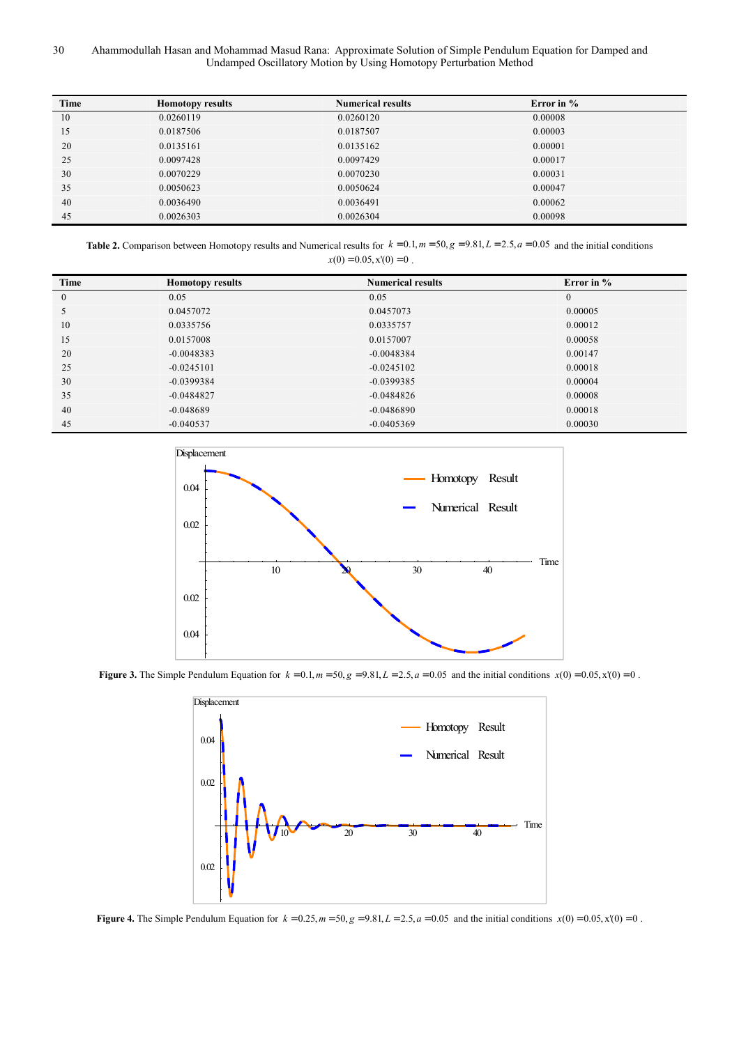| Time | Homotopy results | Numerical results | Error in % |
|---|---|---|---|
| 10 | 0.0260119 | 0.0260120 | 0.00008 |
| 15 | 0.0187506 | 0.0187507 | 0.00003 |
| 20 | 0.0135161 | 0.0135162 | 0.00001 |
| 25 | 0.0097428 | 0.0097429 | 0.00017 |
| 30 | 0.0070229 | 0.0070230 | 0.00031 |
| 35 | 0.0050623 | 0.0050624 | 0.00047 |
| 40 | 0.0036490 | 0.0036491 | 0.00062 |
| 45 | 0.0026303 | 0.0026304 | 0.00098 |

**Table 2.** Comparison between Homotopy results and Numerical results for $k = 0.1, m = 50, g = 9.81, L = 2.5, a = 0.05$ and the initial conditions $x(0) = 0.05, x'(0) = 0$.

| Time | Homotopy results | Numerical results | Error in % |
|---|---|---|---|
| 0 | 0.05 | 0.05 | 0 |
| 5 | 0.0457072 | 0.0457073 | 0.00005 |
| 10 | 0.0335756 | 0.0335757 | 0.00012 |
| 15 | 0.0157008 | 0.0157007 | 0.00058 |
| 20 | -0.0048383 | -0.0048384 | 0.00147 |
| 25 | -0.0245101 | -0.0245102 | 0.00018 |
| 30 | -0.0399384 | -0.0399385 | 0.00004 |
| 35 | -0.0484827 | -0.0484826 | 0.00008 |
| 40 | -0.048689 | -0.0486890 | 0.00018 |
| 45 | -0.040537 | -0.0405369 | 0.00030 |

**Figure 3.** The Simple Pendulum Equation for $k = 0.1, m = 50, g = 9.81, L = 2.5, a = 0.05$ and the initial conditions $x(0) = 0.05, x'(0) = 0$.

**Figure 4.** The Simple Pendulum Equation for $k = 0.25, m = 50, g = 9.81, L = 2.5, a = 0.05$ and the initial conditions $x(0) = 0.05, x'(0) = 0$.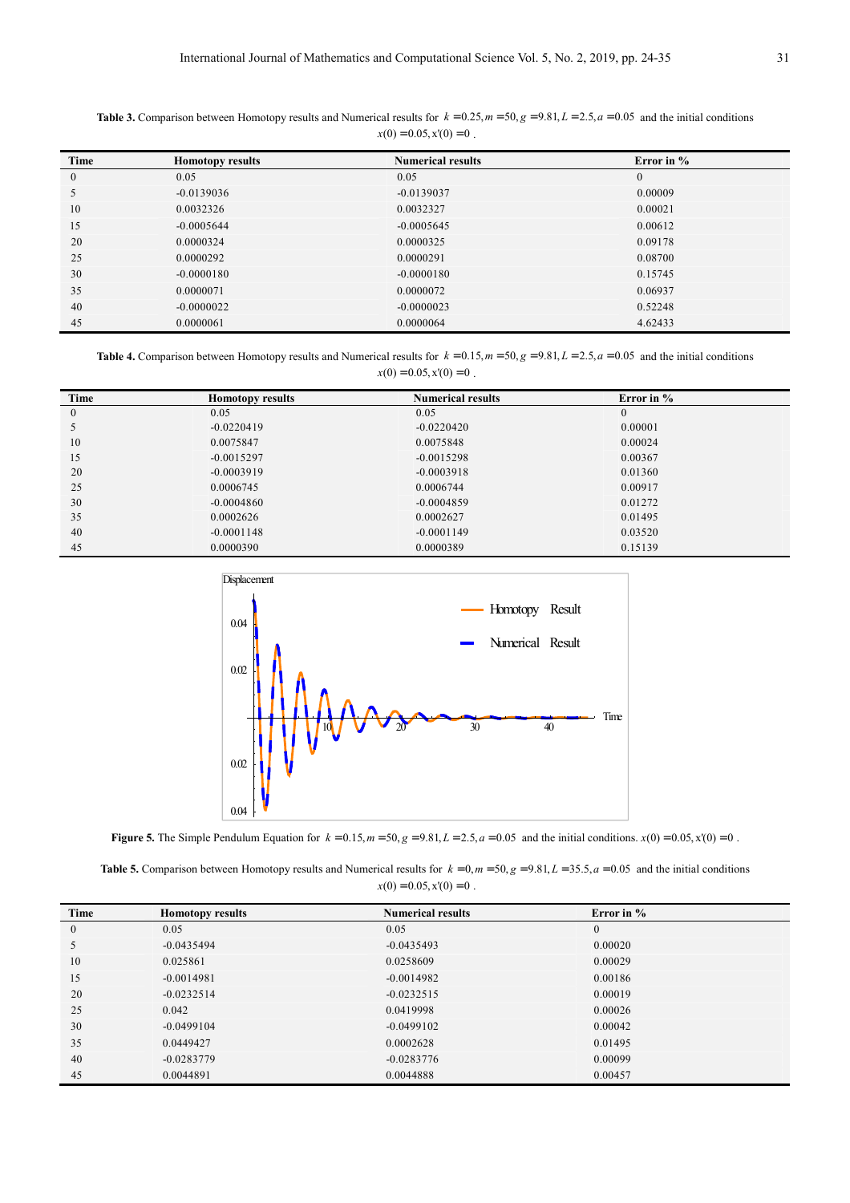**Table 3.** Comparison between Homotopy results and Numerical results for $k = 0.25, m = 50, g = 9.81, L = 2.5, a = 0.05$ and the initial conditions $x(0) = 0.05, x'(0) = 0$ .

| Time | Homotopy results | Numerical results | Error in % |
|---|---|---|---|
| 0 | 0.05 | 0.05 | 0 |
| 5 | -0.0139036 | -0.0139037 | 0.00009 |
| 10 | 0.0032326 | 0.0032327 | 0.00021 |
| 15 | -0.0005644 | -0.0005645 | 0.00612 |
| 20 | 0.0000324 | 0.0000325 | 0.09178 |
| 25 | 0.0000292 | 0.0000291 | 0.08700 |
| 30 | -0.0000180 | -0.0000180 | 0.15745 |
| 35 | 0.0000071 | 0.0000072 | 0.06937 |
| 40 | -0.0000022 | -0.0000023 | 0.52248 |
| 45 | 0.0000061 | 0.0000064 | 4.62433 |

**Table 4.** Comparison between Homotopy results and Numerical results for $k = 0.15, m = 50, g = 9.81, L = 2.5, a = 0.05$ and the initial conditions $x(0) = 0.05, x'(0) = 0$ .

| Time | Homotopy results | Numerical results | Error in % |
|---|---|---|---|
| 0 | 0.05 | 0.05 | 0 |
| 5 | -0.0220419 | -0.0220420 | 0.00001 |
| 10 | 0.0075847 | 0.0075848 | 0.00024 |
| 15 | -0.0015297 | -0.0015298 | 0.00367 |
| 20 | -0.0003919 | -0.0003918 | 0.01360 |
| 25 | 0.0006745 | 0.0006744 | 0.00917 |
| 30 | -0.0004860 | -0.0004859 | 0.01272 |
| 35 | 0.0002626 | 0.0002627 | 0.01495 |
| 40 | -0.0001148 | -0.0001149 | 0.03520 |
| 45 | 0.0000390 | 0.0000389 | 0.15139 |

**Figure 5.** The Simple Pendulum Equation for $k = 0.15, m = 50, g = 9.81, L = 2.5, a = 0.05$ and the initial conditions. $x(0) = 0.05, x'(0) = 0$ .

**Table 5.** Comparison between Homotopy results and Numerical results for $k = 0, m = 50, g = 9.81, L = 35.5, a = 0.05$ and the initial conditions $x(0) = 0.05, x'(0) = 0$ .

| Time | Homotopy results | Numerical results | Error in % |
|---|---|---|---|
| 0 | 0.05 | 0.05 | 0 |
| 5 | -0.0435494 | -0.0435493 | 0.00020 |
| 10 | 0.025861 | 0.0258609 | 0.00029 |
| 15 | -0.0014981 | -0.0014982 | 0.00186 |
| 20 | -0.0232514 | -0.0232515 | 0.00019 |
| 25 | 0.042 | 0.0419998 | 0.00026 |
| 30 | -0.0499104 | -0.0499102 | 0.00042 |
| 35 | 0.0449427 | 0.0002628 | 0.01495 |
| 40 | -0.0283779 | -0.0283776 | 0.00099 |
| 45 | 0.0044891 | 0.0044888 | 0.00457 |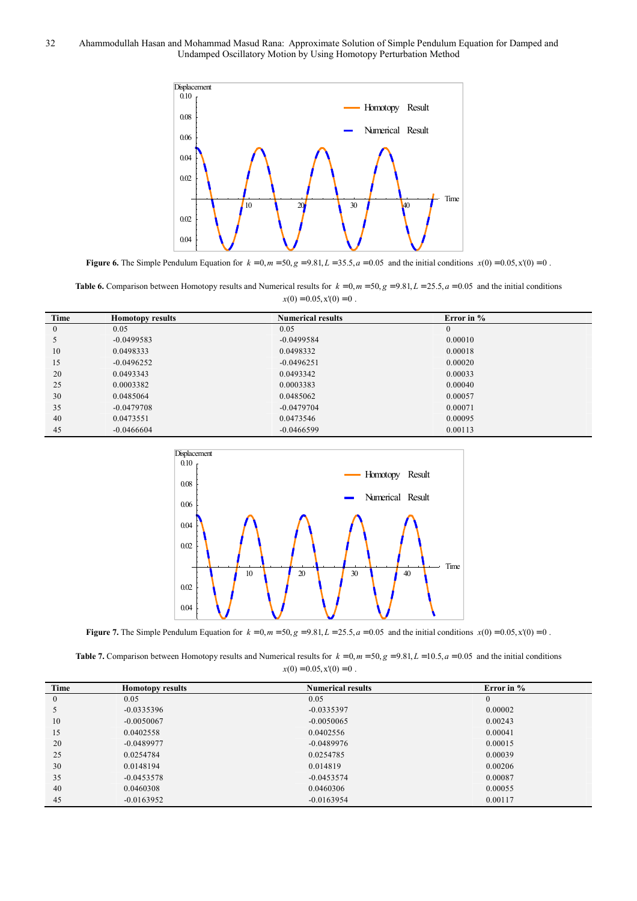**Figure 6.** The Simple Pendulum Equation for $k = 0, m = 50, g = 9.81, L = 35.5, a = 0.05$ and the initial conditions $x(0) = 0.05, x'(0) = 0$ .

**Table 6.** Comparison between Homotopy results and Numerical results for $k = 0, m = 50, g = 9.81, L = 25.5, a = 0.05$ and the initial conditions $x(0) = 0.05, x'(0) = 0$ .

| Time | Homotopy results | Numerical results | Error in % |
|---|---|---|---|
| 0 | 0.05 | 0.05 | 0 |
| 5 | -0.0499583 | -0.0499584 | 0.00010 |
| 10 | 0.0498333 | 0.0498332 | 0.00018 |
| 15 | -0.0496252 | -0.0496251 | 0.00020 |
| 20 | 0.0493343 | 0.0493342 | 0.00033 |
| 25 | 0.0003382 | 0.0003383 | 0.00040 |
| 30 | 0.0485064 | 0.0485062 | 0.00057 |
| 35 | -0.0479708 | -0.0479704 | 0.00071 |
| 40 | 0.0473551 | 0.0473546 | 0.00095 |
| 45 | -0.0466604 | -0.0466599 | 0.00113 |

**Figure 7.** The Simple Pendulum Equation for $k = 0, m = 50, g = 9.81, L = 25.5, a = 0.05$ and the initial conditions $x(0) = 0.05, x'(0) = 0$ .

**Table 7.** Comparison between Homotopy results and Numerical results for $k = 0, m = 50, g = 9.81, L = 10.5, a = 0.05$ and the initial conditions $x(0) = 0.05, x'(0) = 0$ .

| Time | Homotopy results | Numerical results | Error in % |
|---|---|---|---|
| 0 | 0.05 | 0.05 | 0 |
| 5 | -0.0335396 | -0.0335397 | 0.00002 |
| 10 | -0.0050067 | -0.0050065 | 0.00243 |
| 15 | 0.0402558 | 0.0402556 | 0.00041 |
| 20 | -0.0489977 | -0.0489976 | 0.00015 |
| 25 | 0.0254784 | 0.0254785 | 0.00039 |
| 30 | 0.0148194 | 0.014819 | 0.00206 |
| 35 | -0.0453578 | -0.0453574 | 0.00087 |
| 40 | 0.0460308 | 0.0460306 | 0.00055 |
| 45 | -0.0163952 | -0.0163954 | 0.00117 |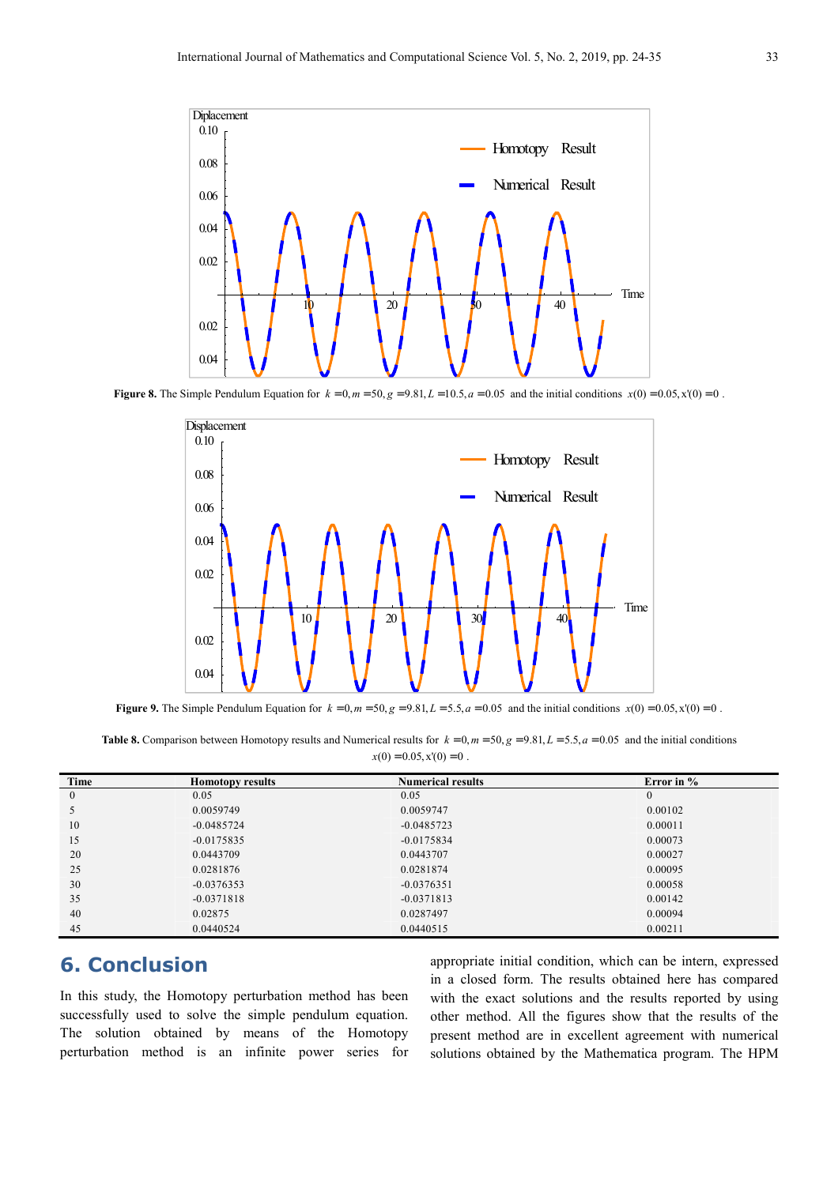**Figure 8.** The Simple Pendulum Equation for $k = 0, m = 50, g = 9.81, L = 10.5, a = 0.05$ and the initial conditions $x(0) = 0.05, x'(0) = 0$ .

**Figure 9.** The Simple Pendulum Equation for $k = 0, m = 50, g = 9.81, L = 5.5, a = 0.05$ and the initial conditions $x(0) = 0.05, x'(0) = 0$ .

**Table 8.** Comparison between Homotopy results and Numerical results for $k = 0, m = 50, g = 9.81, L = 5.5, a = 0.05$ and the initial conditions $x(0) = 0.05, x'(0) = 0$ .

| Time | Homotopy results | Numerical results | Error in % |
|---|---|---|---|
| 0 | 0.05 | 0.05 | 0 |
| 5 | 0.0059749 | 0.0059747 | 0.00102 |
| 10 | -0.0485724 | -0.0485723 | 0.00011 |
| 15 | -0.0175835 | -0.0175834 | 0.00073 |
| 20 | 0.0443709 | 0.0443707 | 0.00027 |
| 25 | 0.0281876 | 0.0281874 | 0.00095 |
| 30 | -0.0376353 | -0.0376351 | 0.00058 |
| 35 | -0.0371818 | -0.0371813 | 0.00142 |
| 40 | 0.02875 | 0.0287497 | 0.00094 |
| 45 | 0.0440524 | 0.0440515 | 0.00211 |

## 6. Conclusion

In this study, the Homotopy perturbation method has been successfully used to solve the simple pendulum equation. The solution obtained by means of the Homotopy perturbation method is an infinite power series for appropriate initial condition, which can be intern, expressed in a closed form. The results obtained here has compared with the exact solutions and the results reported by using other method. All the figures show that the results of the present method are in excellent agreement with numerical solutions obtained by the Mathematica program. The HPM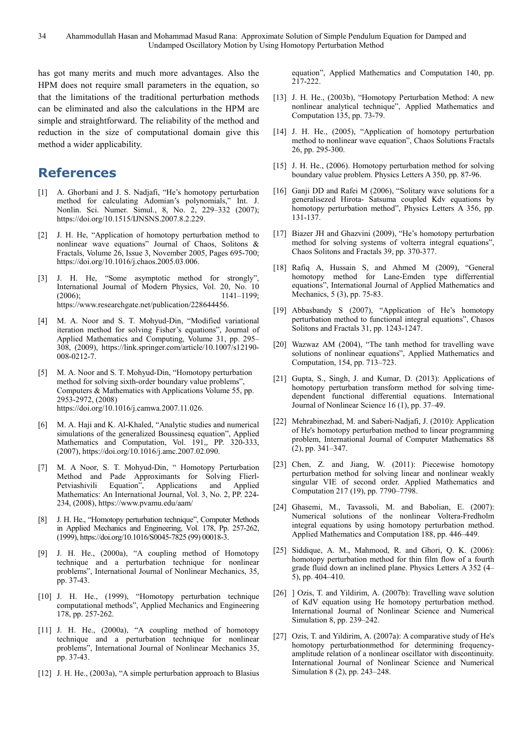has got many merits and much more advantages. Also the HPM does not require small parameters in the equation, so that the limitations of the traditional perturbation methods can be eliminated and also the calculations in the HPM are simple and straightforward. The reliability of the method and reduction in the size of computational domain give this method a wider applicability.

## References

[1] A. Ghorbani and J. S. Nadjafi, "He's homotopy perturbation method for calculating Adomian's polynomials," Int. J. Nonlin. Sci. Numer. Simul., 8, No. 2, 229–332 (2007); https://doi.org/10.1515/IJNSNS.2007.8.2.229.

[2] J. H. He, "Application of homotopy perturbation method to nonlinear wave equations" Journal of Chaos, Solitons & Fractals, Volume 26, Issue 3, November 2005, Pages 695-700; https://doi.org/10.1016/j.chaos.2005.03.006.

[3] J. H. He, "Some asymptotic method for strongly", International Journal of Modern Physics, Vol. 20, No. 10 (2006); 1141–1199; https://www.researchgate.net/publication/228644456.

[4] M. A. Noor and S. T. Mohyud-Din, "Modified variational iteration method for solving Fisher's equations", Journal of Applied Mathematics and Computing, Volume 31, pp. 295–308, (2009), https://link.springer.com/article/10.1007/s12190-008-0212-7.

[5] M. A. Noor and S. T. Mohyud-Din, "Homotopy perturbation method for solving sixth-order boundary value problems", Computers & Mathematics with Applications Volume 55, pp. 2953-2972, (2008) https://doi.org/10.1016/j.camwa.2007.11.026.

[6] M. A. Haji and K. Al-Khaled, "Analytic studies and numerical simulations of the generalized Boussinesq equation", Applied Mathematics and Computation, Vol. 191,, PP. 320-333, (2007), https://doi.org/10.1016/j.amc.2007.02.090.

[7] M. A Noor, S. T. Mohyud-Din, " Homotopy Perturbation Method and Pade Approximants for Solving Flierl-Petviashivili Equation", Applications and Applied Mathematics: An International Journal, Vol. 3, No. 2, PP. 224-234, (2008), https://www.pvamu.edu/aam/

[8] J. H. He., "Homotopy perturbation technique", Computer Methods in Applied Mechanics and Engineering, Vol. 178, Pp. 257-262, (1999), https://doi.org/10.1016/S0045-7825 (99) 00018-3.

[9] J. H. He., (2000a), "A coupling method of Homotopy technique and a perturbation technique for nonlinear problems", International Journal of Nonlinear Mechanics, 35, pp. 37-43.

[10] J. H. He., (1999), "Homotopy perturbation technique computational methods", Applied Mechanics and Engineering 178, pp. 257-262.

[11] J. H. He., (2000a), "A coupling method of homotopy technique and a perturbation technique for nonlinear problems", International Journal of Nonlinear Mechanics 35, pp. 37-43.

[12] J. H. He., (2003a), "A simple perturbation approach to Blasius equation", Applied Mathematics and Computation 140, pp. 217-222.

[13] J. H. He., (2003b), "Homotopy Perturbation Method: A new nonlinear analytical technique", Applied Mathematics and Computation 135, pp. 73-79.

[14] J. H. He., (2005), "Application of homotopy perturbation method to nonlinear wave equation", Chaos Solutions Fractals 26, pp. 295-300.

[15] J. H. He., (2006). Homotopy perturbation method for solving boundary value problem. Physics Letters A 350, pp. 87-96.

[16] Ganji DD and Rafei M (2006), "Solitary wave solutions for a generalisezed Hirota- Satsuma coupled Kdv equations by homotopy perturbation method", Physics Letters A 356, pp. 131-137.

[17] Biazer JH and Ghazvini (2009), "He's homotopy perturbation method for solving systems of volterra integral equations", Chaos Solitons and Fractals 39, pp. 370-377.

[18] Rafiq A, Hussain S, and Ahmed M (2009), "General homotopy method for Lane-Emden type differrential equations", International Journal of Applied Mathematics and Mechanics, 5 (3), pp. 75-83.

[19] Abbasbandy S (2007), "Application of He's homotopy perturbation method to functional integral equations", Chasos Solitons and Fractals 31, pp. 1243-1247.

[20] Wazwaz AM (2004), "The tanh method for travelling wave solutions of nonlinear equations", Applied Mathematics and Computation, 154, pp. 713–723.

[21] Gupta, S., Singh, J. and Kumar, D. (2013): Applications of homotopy perturbation transform method for solving time-dependent functional differential equations. International Journal of Nonlinear Science 16 (1), pp. 37–49.

[22] Mehrabinezhad, M. and Saberi-Nadjafi, J. (2010): Application of He's homotopy perturbation method to linear programming problem, International Journal of Computer Mathematics 88 (2), pp. 341–347.

[23] Chen, Z. and Jiang, W. (2011): Piecewise homotopy perturbation method for solving linear and nonlinear weakly singular VIE of second order. Applied Mathematics and Computation 217 (19), pp. 7790–7798.

[24] Ghasemi, M., Tavassoli, M. and Babolian, E. (2007): Numerical solutions of the nonlinear Voltera-Fredholm integral equations by using homotopy perturbation method. Applied Mathematics and Computation 188, pp. 446–449.

[25] Siddique, A. M., Mahmood, R. and Ghori, Q. K. (2006): homotopy perturbation method for thin film flow of a fourth grade fluid down an inclined plane. Physics Letters A 352 (4–5), pp. 404–410.

[26] ] Ozis, T. and Yildirim, A. (2007b): Travelling wave solution of KdV equation using He homotopy perturbation method. International Journal of Nonlinear Science and Numerical Simulation 8, pp. 239–242.

[27] Ozis, T. and Yildirim, A. (2007a): A comparative study of He's homotopy perturbationmethod for determining frequency-amplitude relation of a nonlinear oscillator with discontinuity. International Journal of Nonlinear Science and Numerical Simulation 8 (2), pp. 243–248.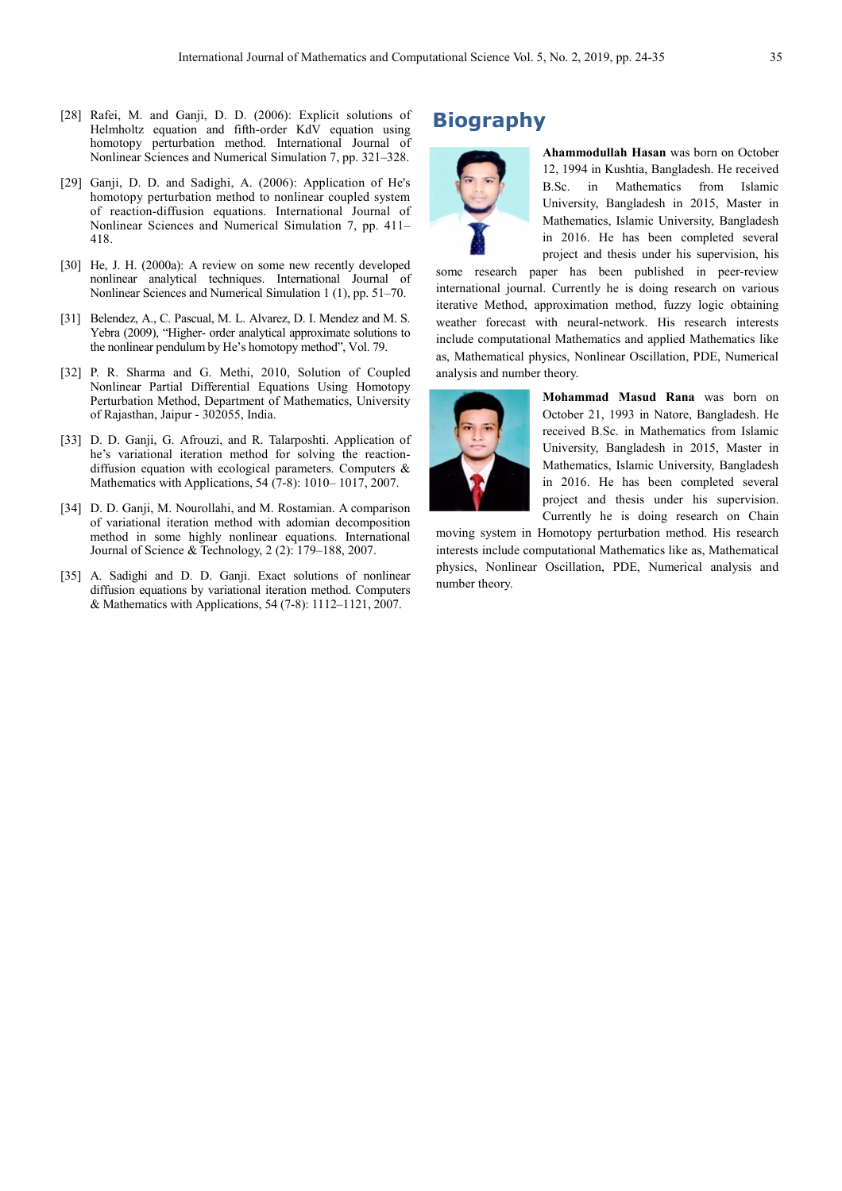[28] Rafei, M. and Ganji, D. D. (2006): Explicit solutions of Helmholtz equation and fifth-order KdV equation using homotopy perturbation method. International Journal of Nonlinear Sciences and Numerical Simulation 7, pp. 321–328.

[29] Ganji, D. D. and Sadighi, A. (2006): Application of He's homotopy perturbation method to nonlinear coupled system of reaction-diffusion equations. International Journal of Nonlinear Sciences and Numerical Simulation 7, pp. 411–418.

[30] He, J. H. (2000a): A review on some new recently developed nonlinear analytical techniques. International Journal of Nonlinear Sciences and Numerical Simulation 1 (1), pp. 51–70.

[31] Belendez, A., C. Pascual, M. L. Alvarez, D. I. Mendez and M. S. Yebra (2009), "Higher- order analytical approximate solutions to the nonlinear pendulum by He's homotopy method", Vol. 79.

[32] P. R. Sharma and G. Methi, 2010, Solution of Coupled Nonlinear Partial Differential Equations Using Homotopy Perturbation Method, Department of Mathematics, University of Rajasthan, Jaipur - 302055, India.

[33] D. D. Ganji, G. Afrouzi, and R. Talarposhti. Application of he's variational iteration method for solving the reaction-diffusion equation with ecological parameters. Computers & Mathematics with Applications, 54 (7-8): 1010– 1017, 2007.

[34] D. D. Ganji, M. Nourollahi, and M. Rostamian. A comparison of variational iteration method with adomian decomposition method in some highly nonlinear equations. International Journal of Science & Technology, 2 (2): 179–188, 2007.

[35] A. Sadighi and D. D. Ganji. Exact solutions of nonlinear diffusion equations by variational iteration method. Computers & Mathematics with Applications, 54 (7-8): 1112–1121, 2007.

## Biography

**Ahammodullah Hasan** was born on October 12, 1994 in Kushtia, Bangladesh. He received B.Sc. in Mathematics from Islamic University, Bangladesh in 2015, Master in Mathematics, Islamic University, Bangladesh in 2016. He has been completed several project and thesis under his supervision, his some research paper has been published in peer-review international journal. Currently he is doing research on various iterative Method, approximation method, fuzzy logic obtaining weather forecast with neural-network. His research interests include computational Mathematics and applied Mathematics like as, Mathematical physics, Nonlinear Oscillation, PDE, Numerical analysis and number theory.

**Mohammad Masud Rana** was born on October 21, 1993 in Natore, Bangladesh. He received B.Sc. in Mathematics from Islamic University, Bangladesh in 2015, Master in Mathematics, Islamic University, Bangladesh in 2016. He has been completed several project and thesis under his supervision. Currently he is doing research on Chain moving system in Homotopy perturbation method. His research interests include computational Mathematics like as, Mathematical physics, Nonlinear Oscillation, PDE, Numerical analysis and number theory.